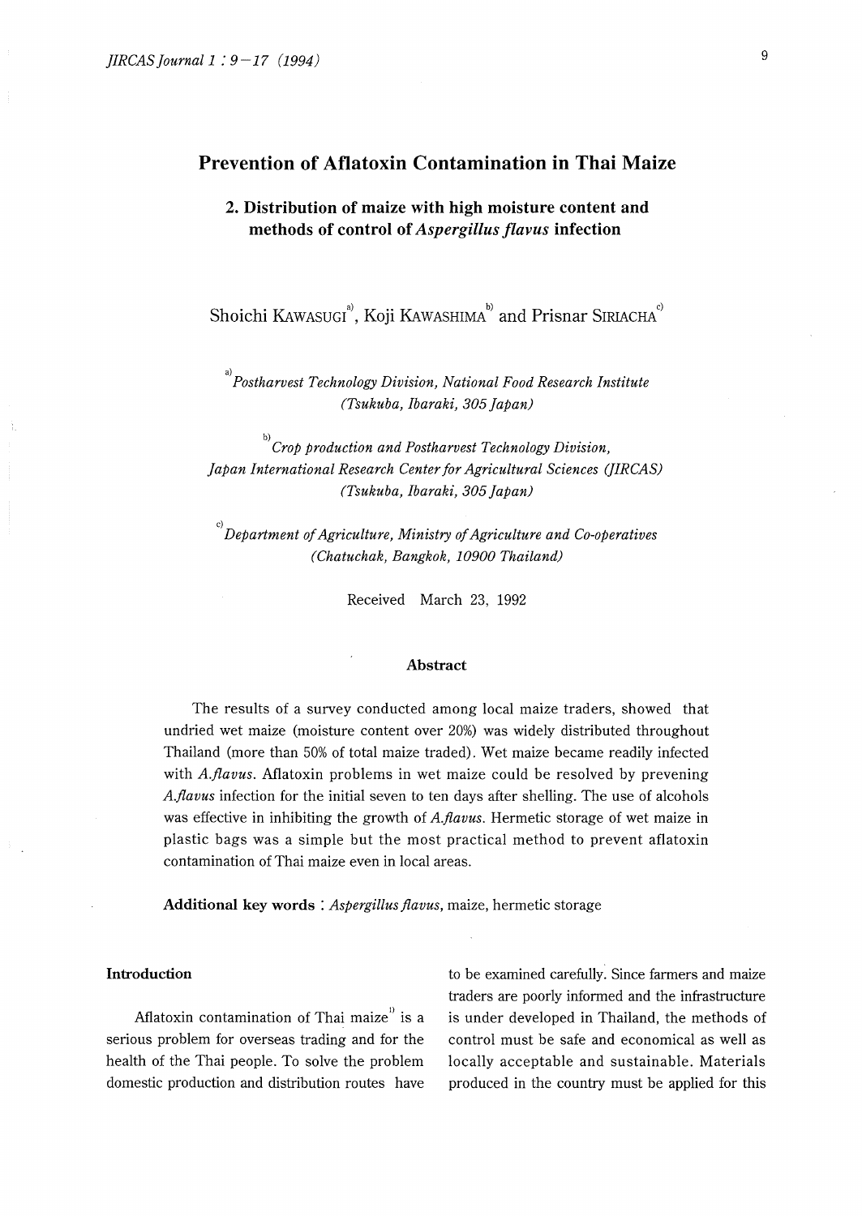# Prevention of Aflatoxin Contamination in Thai Maize

## 2. Distribution of maize with high moisture content and methods of control of *Aspergillus flavus* infection

Shoichi KAWASUGI[a], Koji KAWASHIMA[b] and Prisnar SIRIACHA[c]

[a] *Postharvest Technology Division, National Food Research Institute (Tsukuba, Ibaraki, 305 Japan)*

[b] *Crop production and Postharvest Technology Division, Japan International Research Center for Agricultural Sciences (JIRCAS) (Tsukuba, Ibaraki, 305 Japan)*

[c] *Department of Agriculture, Ministry of Agriculture and Co-operatives (Chatuchak, Bangkok, 10900 Thailand)*

Received March 23, 1992

### Abstract

The results of a survey conducted among local maize traders, showed that undried wet maize (moisture content over 20%) was widely distributed throughout Thailand (more than 50% of total maize traded). Wet maize became readily infected with *A.flavus*. Aflatoxin problems in wet maize could be resolved by prevening *A.flavus* infection for the initial seven to ten days after shelling. The use of alcohols was effective in inhibiting the growth of *A.flavus*. Hermetic storage of wet maize in plastic bags was a simple but the most practical method to prevent aflatoxin contamination of Thai maize even in local areas.

**Additional key words** : *Aspergillus flavus*, maize, hermetic storage

### Introduction

Aflatoxin contamination of Thai maize[1] is a serious problem for overseas trading and for the health of the Thai people. To solve the problem domestic production and distribution routes have to be examined carefully. Since farmers and maize traders are poorly informed and the infrastructure is under developed in Thailand, the methods of control must be safe and economical as well as locally acceptable and sustainable. Materials produced in the country must be applied for this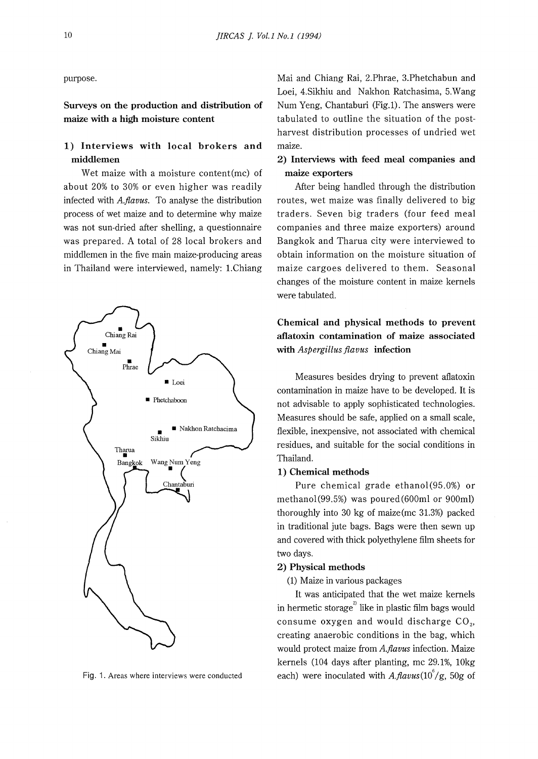purpose.

## Surveys on the production and distribution of maize with a high moisture content

### 1) Interviews with local brokers and middlemen

Wet maize with a moisture content(mc) of about 20% to 30% or even higher was readily infected with *A.flavus*. To analyse the distribution process of wet maize and to determine why maize was not sun-dried after shelling, a questionnaire was prepared. A total of 28 local brokers and middlemen in the five main maize-producing areas in Thailand were interviewed, namely: 1.Chiang Mai and Chiang Rai, 2.Phrae, 3.Phetchabun and Loei, 4.Sikhiu and Nakhon Ratchasima, 5.Wang Num Yeng, Chantaburi (Fig.1). The answers were tabulated to outline the situation of the post-harvest distribution processes of undried wet maize.

Fig. 1. Areas where interviews were conducted

### 2) Interviews with feed meal companies and maize exporters

After being handled through the distribution routes, wet maize was finally delivered to big traders. Seven big traders (four feed meal companies and three maize exporters) around Bangkok and Tharua city were interviewed to obtain information on the moisture situation of maize cargoes delivered to them. Seasonal changes of the moisture content in maize kernels were tabulated.

## Chemical and physical methods to prevent aflatoxin contamination of maize associated with *Aspergillus flavus* infection

Measures besides drying to prevent aflatoxin contamination in maize have to be developed. It is not advisable to apply sophisticated technologies. Measures should be safe, applied on a small scale, flexible, inexpensive, not associated with chemical residues, and suitable for the social conditions in Thailand.

### 1) Chemical methods

Pure chemical grade ethanol(95.0%) or methanol(99.5%) was poured(600ml or 900ml) thoroughly into 30 kg of maize(mc 31.3%) packed in traditional jute bags. Bags were then sewn up and covered with thick polyethylene film sheets for two days.

### 2) Physical methods

(1) Maize in various packages

It was anticipated that the wet maize kernels in hermetic storage[2] like in plastic film bags would consume oxygen and would discharge $CO_2$, creating anaerobic conditions in the bag, which would protect maize from *A.flavus* infection. Maize kernels (104 days after planting, mc 29.1%, 10kg each) were inoculated with *A.flavus*($10^6$/g, 50g of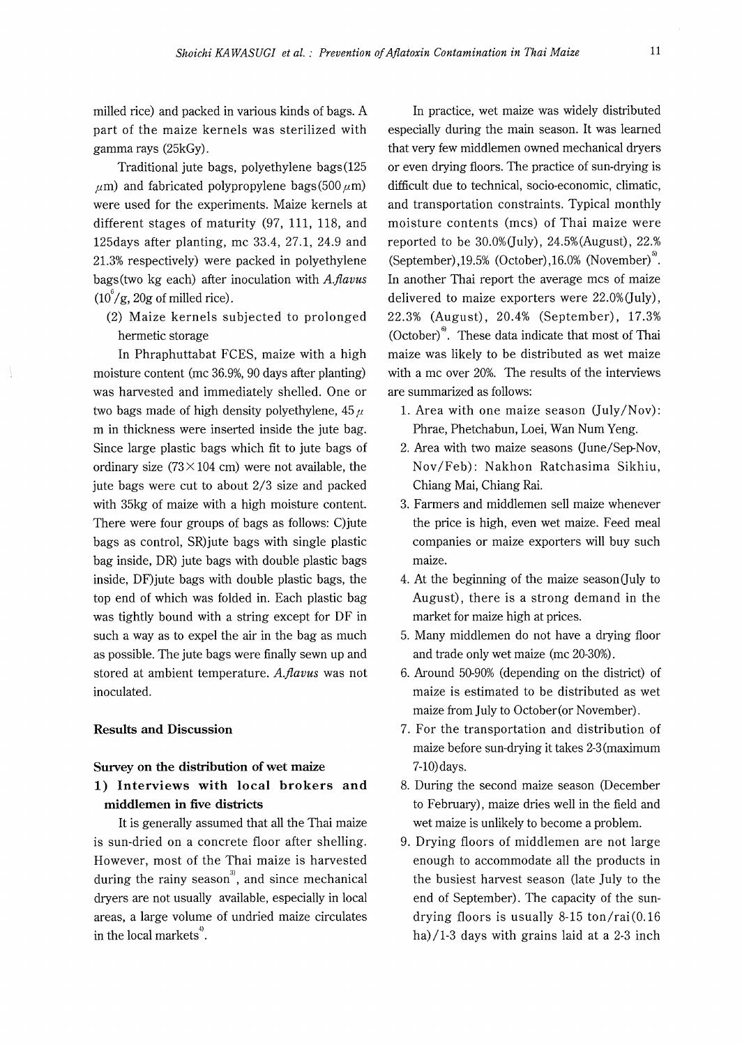milled rice) and packed in various kinds of bags. A part of the maize kernels was sterilized with gamma rays (25kGy).

Traditional jute bags, polyethylene bags(125 $\mu$m) and fabricated polypropylene bags(500 $\mu$m) were used for the experiments. Maize kernels at different stages of maturity (97, 111, 118, and 125days after planting, mc 33.4, 27.1, 24.9 and 21.3% respectively) were packed in polyethylene bags(two kg each) after inoculation with *A.flavus* ($10^6$/g, 20g of milled rice).

(2) Maize kernels subjected to prolonged hermetic storage

In Phraphuttabat FCES, maize with a high moisture content (mc 36.9%, 90 days after planting) was harvested and immediately shelled. One or two bags made of high density polyethylene, 45 $\mu$m in thickness were inserted inside the jute bag. Since large plastic bags which fit to jute bags of ordinary size (73×104 cm) were not available, the jute bags were cut to about 2/3 size and packed with 35kg of maize with a high moisture content. There were four groups of bags as follows: C)jute bags as control, SR)jute bags with single plastic bag inside, DR) jute bags with double plastic bags inside, DF)jute bags with double plastic bags, the top end of which was folded in. Each plastic bag was tightly bound with a string except for DF in such a way as to expel the air in the bag as much as possible. The jute bags were finally sewn up and stored at ambient temperature. *A.flavus* was not inoculated.

## Results and Discussion

### Survey on the distribution of wet maize

#### 1) Interviews with local brokers and middlemen in five districts

It is generally assumed that all the Thai maize is sun-dried on a concrete floor after shelling. However, most of the Thai maize is harvested during the rainy season[3], and since mechanical dryers are not usually available, especially in local areas, a large volume of undried maize circulates in the local markets[4].

In practice, wet maize was widely distributed especially during the main season. It was learned that very few middlemen owned mechanical dryers or even drying floors. The practice of sun-drying is difficult due to technical, socio-economic, climatic, and transportation constraints. Typical monthly moisture contents (mcs) of Thai maize were reported to be 30.0%(July), 24.5%(August), 22.% (September),19.5% (October),16.0% (November)[5]. In another Thai report the average mcs of maize delivered to maize exporters were 22.0%(July), 22.3% (August), 20.4% (September), 17.3% (October)[6]. These data indicate that most of Thai maize was likely to be distributed as wet maize with a mc over 20%. The results of the interviews are summarized as follows:

1. Area with one maize season (July/Nov): Phrae, Phetchabun, Loei, Wan Num Yeng.
2. Area with two maize seasons (June/Sep-Nov, Nov/Feb): Nakhon Ratchasima Sikhiu, Chiang Mai, Chiang Rai.
3. Farmers and middlemen sell maize whenever the price is high, even wet maize. Feed meal companies or maize exporters will buy such maize.
4. At the beginning of the maize season(July to August), there is a strong demand in the market for maize high at prices.
5. Many middlemen do not have a drying floor and trade only wet maize (mc 20-30%).
6. Around 50-90% (depending on the district) of maize is estimated to be distributed as wet maize from July to October(or November).
7. For the transportation and distribution of maize before sun-drying it takes 2-3(maximum 7-10)days.
8. During the second maize season (December to February), maize dries well in the field and wet maize is unlikely to become a problem.
9. Drying floors of middlemen are not large enough to accommodate all the products in the busiest harvest season (late July to the end of September). The capacity of the sun-drying floors is usually 8-15 ton/rai(0.16 ha)/1-3 days with grains laid at a 2-3 inch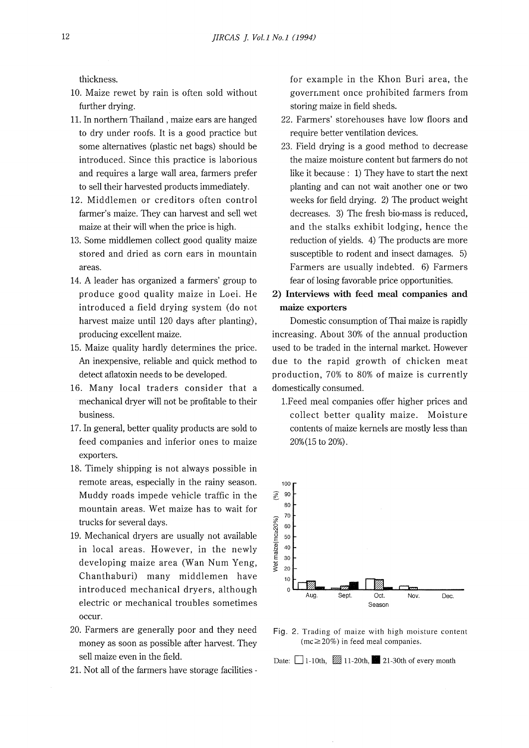thickness.

10. Maize rewet by rain is often sold without further drying.
11. In northern Thailand , maize ears are hanged to dry under roofs. It is a good practice but some alternatives (plastic net bags) should be introduced. Since this practice is laborious and requires a large wall area, farmers prefer to sell their harvested products immediately.
12. Middlemen or creditors often control farmer's maize. They can harvest and sell wet maize at their will when the price is high.
13. Some middlemen collect good quality maize stored and dried as corn ears in mountain areas.
14. A leader has organized a farmers' group to produce good quality maize in Loei. He introduced a field drying system (do not harvest maize until 120 days after planting), producing excellent maize.
15. Maize quality hardly determines the price. An inexpensive, reliable and quick method to detect aflatoxin needs to be developed.
16. Many local traders consider that a mechanical dryer will not be profitable to their business.
17. In general, better quality products are sold to feed companies and inferior ones to maize exporters.
18. Timely shipping is not always possible in remote areas, especially in the rainy season. Muddy roads impede vehicle traffic in the mountain areas. Wet maize has to wait for trucks for several days.
19. Mechanical dryers are usually not available in local areas. However, in the newly developing maize area (Wan Num Yeng, Chanthaburi) many middlemen have introduced mechanical dryers, although electric or mechanical troubles sometimes occur.
20. Farmers are generally poor and they need money as soon as possible after harvest. They sell maize even in the field.
21. Not all of the farmers have storage facilities - for example in the Khon Buri area, the government once prohibited farmers from storing maize in field sheds.
22. Farmers' storehouses have low floors and require better ventilation devices.
23. Field drying is a good method to decrease the maize moisture content but farmers do not like it because : 1) They have to start the next planting and can not wait another one or two weeks for field drying. 2) The product weight decreases. 3) The fresh bio-mass is reduced, and the stalks exhibit lodging, hence the reduction of yields. 4) The products are more susceptible to rodent and insect damages. 5) Farmers are usually indebted. 6) Farmers fear of losing favorable price opportunities.

**2) Interviews with feed meal companies and maize exporters**

Domestic consumption of Thai maize is rapidly increasing. About 30% of the annual production used to be traded in the internal market. However due to the rapid growth of chicken meat production, 70% to 80% of maize is currently domestically consumed.

1. Feed meal companies offer higher prices and collect better quality maize. Moisture contents of maize kernels are mostly less than 20% (15 to 20%).

Fig. 2. Trading of maize with high moisture content ($mc \geq 20\%$) in feed meal companies.

Date: □ 1-10th, ▨ 11-20th, ■ 21-30th of every month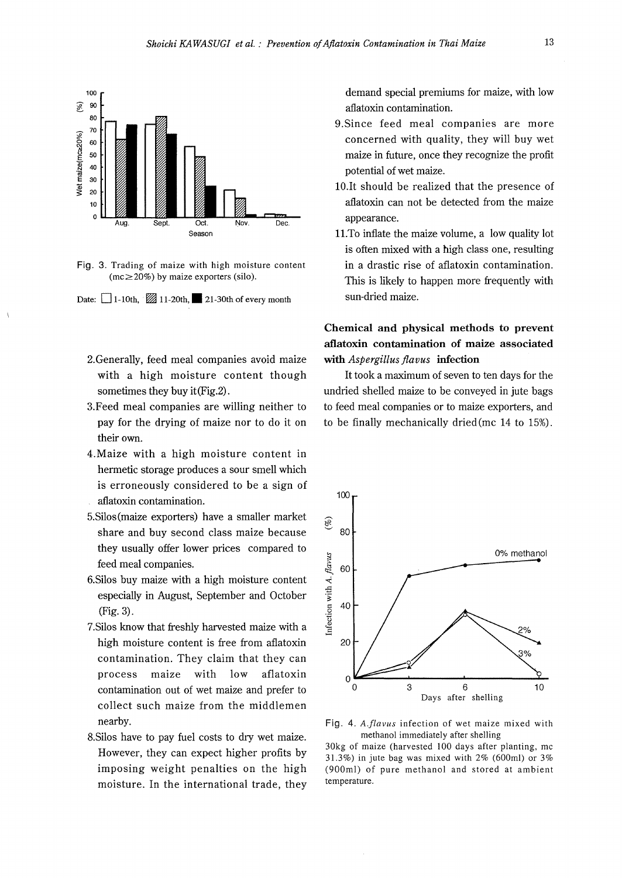Fig. 3. Trading of maize with high moisture content (mc≥20%) by maize exporters (silo).

Date: □ 1-10th, ▨ 11-20th, ■ 21-30th of every month

2. Generally, feed meal companies avoid maize with a high moisture content though sometimes they buy it (Fig.2).
3. Feed meal companies are willing neither to pay for the drying of maize nor to do it on their own.
4. Maize with a high moisture content in hermetic storage produces a sour smell which is erroneously considered to be a sign of aflatoxin contamination.
5. Silos (maize exporters) have a smaller market share and buy second class maize because they usually offer lower prices compared to feed meal companies.
6. Silos buy maize with a high moisture content especially in August, September and October (Fig. 3).
7. Silos know that freshly harvested maize with a high moisture content is free from aflatoxin contamination. They claim that they can process maize with low aflatoxin contamination out of wet maize and prefer to collect such maize from the middlemen nearby.
8. Silos have to pay fuel costs to dry wet maize. However, they can expect higher profits by imposing weight penalties on the high moisture. In the international trade, they demand special premiums for maize, with low aflatoxin contamination.
9. Since feed meal companies are more concerned with quality, they will buy wet maize in future, once they recognize the profit potential of wet maize.
10. It should be realized that the presence of aflatoxin can not be detected from the maize appearance.
11. To inflate the maize volume, a low quality lot is often mixed with a high class one, resulting in a drastic rise of aflatoxin contamination. This is likely to happen more frequently with sun-dried maize.

## Chemical and physical methods to prevent aflatoxin contamination of maize associated with *Aspergillus flavus* infection

It took a maximum of seven to ten days for the undried shelled maize to be conveyed in jute bags to feed meal companies or to maize exporters, and to be finally mechanically dried (mc 14 to 15%).

Fig. 4. *A. flavus* infection of wet maize mixed with methanol immediately after shelling

30kg of maize (harvested 100 days after planting, mc 31.3%) in jute bag was mixed with 2% (600ml) or 3% (900ml) of pure methanol and stored at ambient temperature.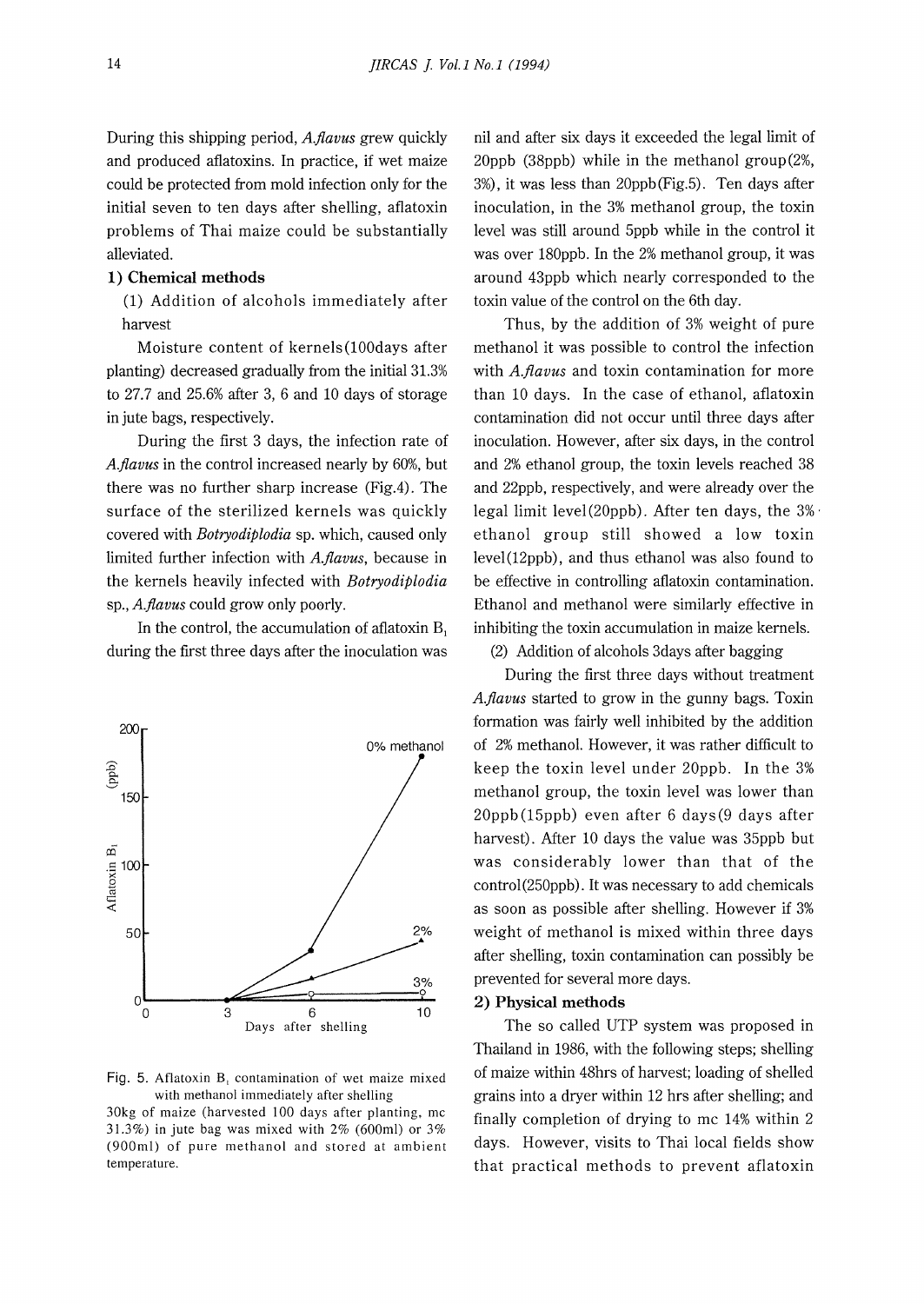During this shipping period, *A.flavus* grew quickly and produced aflatoxins. In practice, if wet maize could be protected from mold infection only for the initial seven to ten days after shelling, aflatoxin problems of Thai maize could be substantially alleviated.

### 1) Chemical methods

(1) Addition of alcohols immediately after harvest

Moisture content of kernels(100days after planting) decreased gradually from the initial 31.3% to 27.7 and 25.6% after 3, 6 and 10 days of storage in jute bags, respectively.

During the first 3 days, the infection rate of *A.flavus* in the control increased nearly by 60%, but there was no further sharp increase (Fig.4). The surface of the sterilized kernels was quickly covered with *Botryodiplodia* sp. which, caused only limited further infection with *A.flavus*, because in the kernels heavily infected with *Botryodiplodia* sp., *A.flavus* could grow only poorly.

In the control, the accumulation of aflatoxin $B_1$ during the first three days after the inoculation was nil and after six days it exceeded the legal limit of 20ppb (38ppb) while in the methanol group(2%, 3%), it was less than 20ppb(Fig.5). Ten days after inoculation, in the 3% methanol group, the toxin level was still around 5ppb while in the control it was over 180ppb. In the 2% methanol group, it was around 43ppb which nearly corresponded to the toxin value of the control on the 6th day.

Fig. 5. Aflatoxin $B_1$ contamination of wet maize mixed with methanol immediately after shelling
30kg of maize (harvested 100 days after planting, mc 31.3%) in jute bag was mixed with 2% (600ml) or 3% (900ml) of pure methanol and stored at ambient temperature.

Thus, by the addition of 3% weight of pure methanol it was possible to control the infection with *A.flavus* and toxin contamination for more than 10 days. In the case of ethanol, aflatoxin contamination did not occur until three days after inoculation. However, after six days, in the control and 2% ethanol group, the toxin levels reached 38 and 22ppb, respectively, and were already over the legal limit level(20ppb). After ten days, the 3% ethanol group still showed a low toxin level(12ppb), and thus ethanol was also found to be effective in controlling aflatoxin contamination. Ethanol and methanol were similarly effective in inhibiting the toxin accumulation in maize kernels.

(2) Addition of alcohols 3days after bagging

During the first three days without treatment *A.flavus* started to grow in the gunny bags. Toxin formation was fairly well inhibited by the addition of 2% methanol. However, it was rather difficult to keep the toxin level under 20ppb. In the 3% methanol group, the toxin level was lower than 20ppb(15ppb) even after 6 days(9 days after harvest). After 10 days the value was 35ppb but was considerably lower than that of the control(250ppb). It was necessary to add chemicals as soon as possible after shelling. However if 3% weight of methanol is mixed within three days after shelling, toxin contamination can possibly be prevented for several more days.

### 2) Physical methods

The so called UTP system was proposed in Thailand in 1986, with the following steps; shelling of maize within 48hrs of harvest; loading of shelled grains into a dryer within 12 hrs after shelling; and finally completion of drying to mc 14% within 2 days. However, visits to Thai local fields show that practical methods to prevent aflatoxin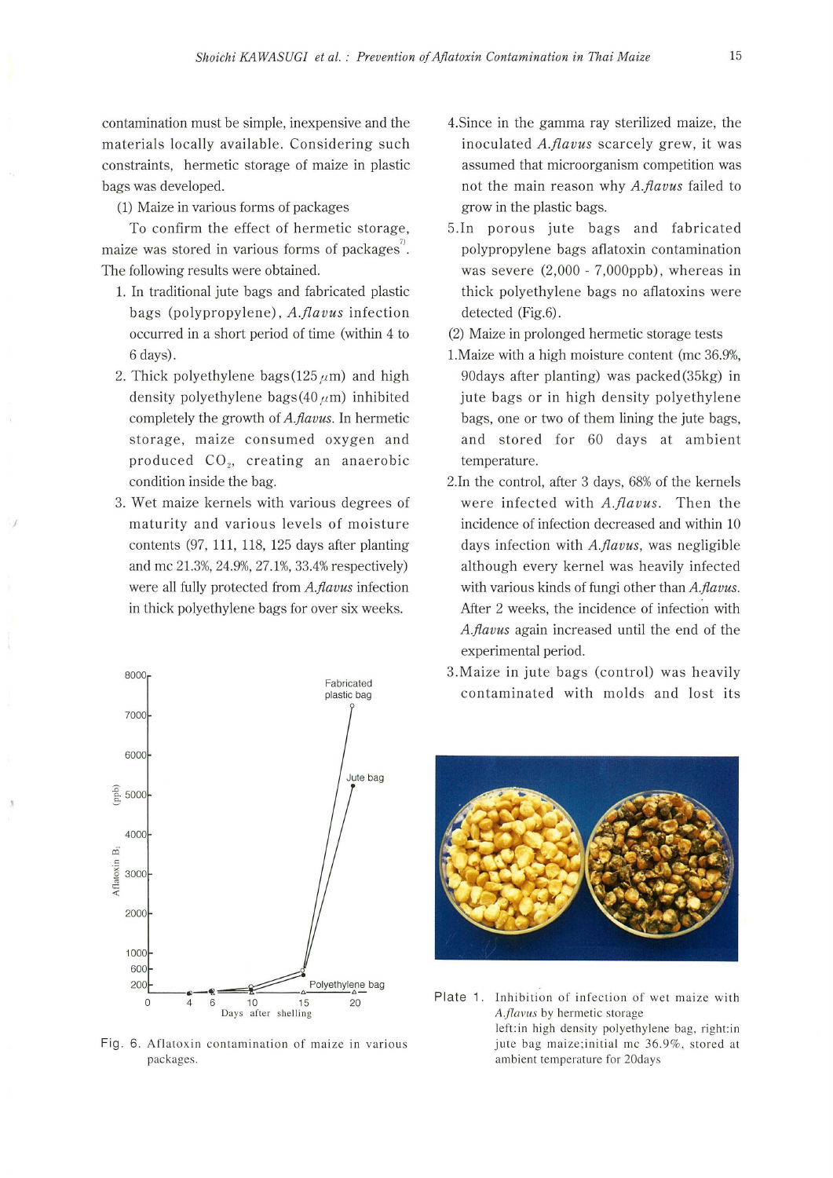contamination must be simple, inexpensive and the materials locally available. Considering such constraints, hermetic storage of maize in plastic bags was developed.

(1) Maize in various forms of packages

To confirm the effect of hermetic storage, maize was stored in various forms of packages[7]. The following results were obtained.

1. In traditional jute bags and fabricated plastic bags (polypropylene), *A.flavus* infection occurred in a short period of time (within 4 to 6 days).
2. Thick polyethylene bags(125 $\mu$m) and high density polyethylene bags(40 $\mu$m) inhibited completely the growth of *A.flavus*. In hermetic storage, maize consumed oxygen and produced $CO_2$, creating an anaerobic condition inside the bag.
3. Wet maize kernels with various degrees of maturity and various levels of moisture contents (97, 111, 118, 125 days after planting and mc 21.3%, 24.9%, 27.1%, 33.4% respectively) were all fully protected from *A.flavus* infection in thick polyethylene bags for over six weeks.

Fig. 6. Aflatoxin contamination of maize in various packages.

4. Since in the gamma ray sterilized maize, the inoculated *A.flavus* scarcely grew, it was assumed that microorganism competition was not the main reason why *A.flavus* failed to grow in the plastic bags.
5. In porous jute bags and fabricated polypropylene bags aflatoxin contamination was severe (2,000 - 7,000ppb), whereas in thick polyethylene bags no aflatoxins were detected (Fig.6).

(2) Maize in prolonged hermetic storage tests

1. Maize with a high moisture content (mc 36.9%, 90days after planting) was packed(35kg) in jute bags or in high density polyethylene bags, one or two of them lining the jute bags, and stored for 60 days at ambient temperature.
2. In the control, after 3 days, 68% of the kernels were infected with *A.flavus*. Then the incidence of infection decreased and within 10 days infection with *A.flavus*, was negligible although every kernel was heavily infected with various kinds of fungi other than *A.flavus*. After 2 weeks, the incidence of infection with *A.flavus* again increased until the end of the experimental period.
3. Maize in jute bags (control) was heavily contaminated with molds and lost its

Plate 1. Inhibition of infection of wet maize with *A.flavus* by hermetic storage
left:in high density polyethylene bag, right:in jute bag maize;initial mc 36.9%, stored at ambient temperature for 20days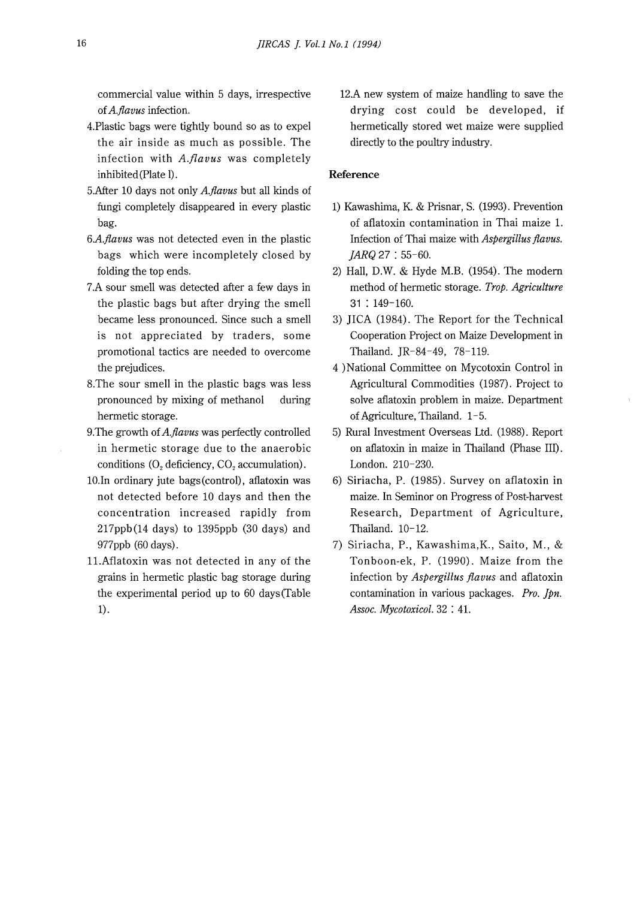commercial value within 5 days, irrespective of *A.flavus* infection.

4. Plastic bags were tightly bound so as to expel the air inside as much as possible. The infection with *A.flavus* was completely inhibited (Plate l).
5. After 10 days not only *A.flavus* but all kinds of fungi completely disappeared in every plastic bag.
6. *A.flavus* was not detected even in the plastic bags which were incompletely closed by folding the top ends.
7. A sour smell was detected after a few days in the plastic bags but after drying the smell became less pronounced. Since such a smell is not appreciated by traders, some promotional tactics are needed to overcome the prejudices.
8. The sour smell in the plastic bags was less pronounced by mixing of methanol during hermetic storage.
9. The growth of *A.flavus* was perfectly controlled in hermetic storage due to the anaerobic conditions ($O_2$ deficiency, $CO_2$ accumulation).
10. In ordinary jute bags (control), aflatoxin was not detected before 10 days and then the concentration increased rapidly from 217ppb (14 days) to 1395ppb (30 days) and 977ppb (60 days).
11. Aflatoxin was not detected in any of the grains in hermetic plastic bag storage during the experimental period up to 60 days (Table 1).
12. A new system of maize handling to save the drying cost could be developed, if hermetically stored wet maize were supplied directly to the poultry industry.

## Reference

1) Kawashima, K. & Prisnar, S. (1993). Prevention of aflatoxin contamination in Thai maize 1. Infection of Thai maize with *Aspergillus flavus*. *JARQ* 27 : 55-60.
2) Hall, D.W. & Hyde M.B. (1954). The modern method of hermetic storage. *Trop. Agriculture* 31 : 149-160.
3) JICA (1984). The Report for the Technical Cooperation Project on Maize Development in Thailand. JR-84-49, 78-119.
4) National Committee on Mycotoxin Control in Agricultural Commodities (1987). Project to solve aflatoxin problem in maize. Department of Agriculture, Thailand. 1-5.
5) Rural Investment Overseas Ltd. (1988). Report on aflatoxin in maize in Thailand (Phase III). London. 210-230.
6) Siriacha, P. (1985). Survey on aflatoxin in maize. In Seminor on Progress of Post-harvest Research, Department of Agriculture, Thailand. 10-12.
7) Siriacha, P., Kawashima, K., Saito, M., & Tonboon-ek, P. (1990). Maize from the infection by *Aspergillus flavus* and aflatoxin contamination in various packages. *Pro. Jpn. Assoc. Mycotoxicol.* 32 : 41.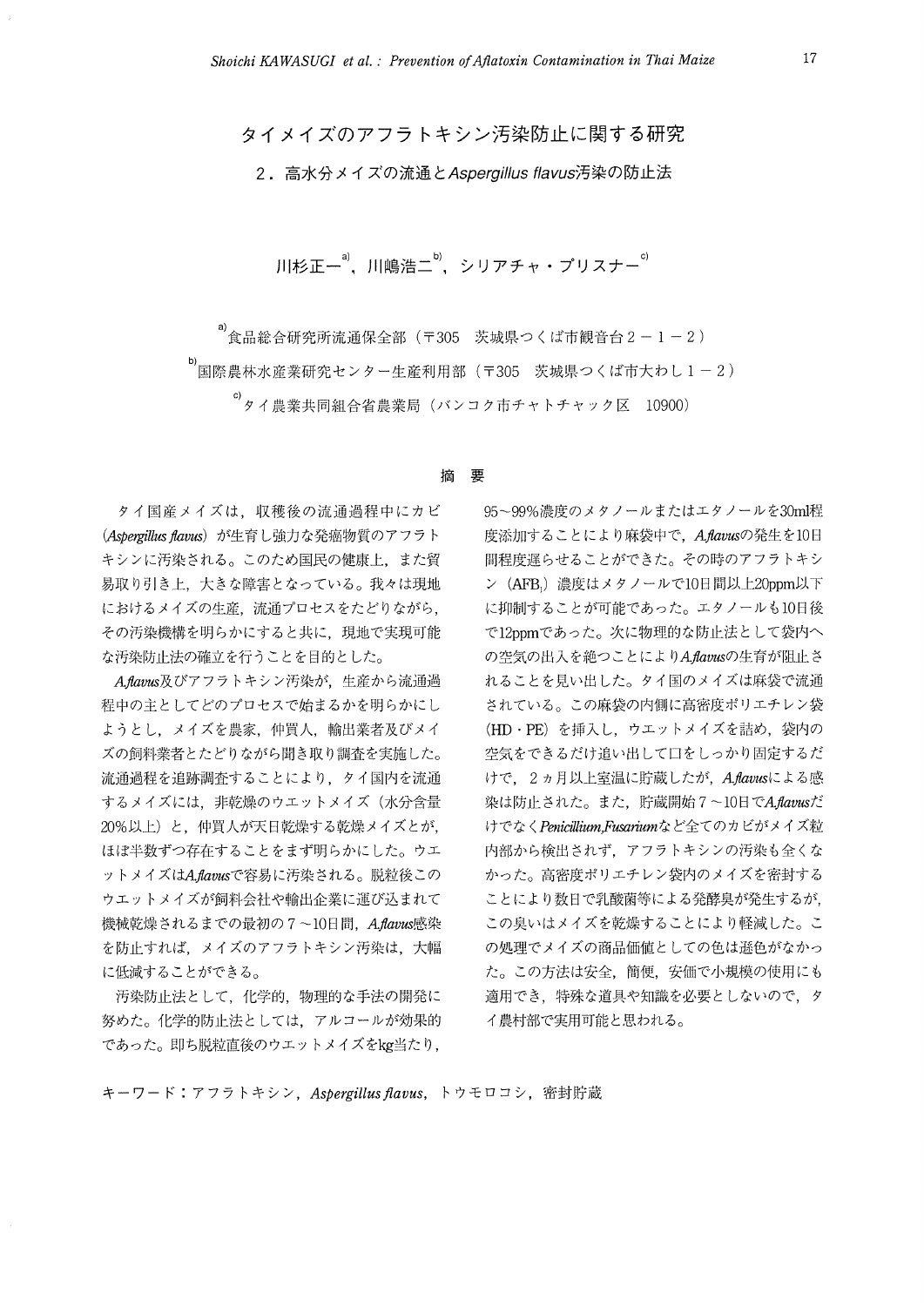# タイメイズのアフラトキシン汚染防止に関する研究

## 2．高水分メイズの流通と*Aspergillus flavus*汚染の防止法

川杉正一[a]，川嶋浩二[b]，シリアチャ・プリスナー[c]

[a]食品総合研究所流通保全部（〒305　茨城県つくば市観音台２－１－２）

[b]国際農林水産業研究センター生産利用部（〒305　茨城県つくば市大わし１－２）

[c]タイ農業共同組合省農業局（バンコク市チャトチャック区　10900）

### 摘　要

タイ国産メイズは，収穫後の流通過程中にカビ（*Aspergillus flavus*）が生育し強力な発癌物質のアフラトキシンに汚染される。このため国民の健康上，また貿易取り引き上，大きな障害となっている。我々は現地におけるメイズの生産，流通プロセスをたどりながら，その汚染機構を明らかにすると共に，現地で実現可能な汚染防止法の確立を行うことを目的とした。

*A.flavus*及びアフラトキシン汚染が，生産から流通過程中の主としてどのプロセスで始まるかを明らかにしようとし，メイズを農家，仲買人，輸出業者及びメイズの飼料業者とたどりながら聞き取り調査を実施した。流通過程を追跡調査することにより，タイ国内を流通するメイズには，非乾燥のウエットメイズ（水分含量20%以上）と，仲買人が天日乾燥する乾燥メイズとが，ほぼ半数ずつ存在することをまず明らかにした。ウエットメイズは*A.flavus*で容易に汚染される。脱粒後このウエットメイズが飼料会社や輸出企業に運び込まれて機械乾燥されるまでの最初の７～10日間，*A.flavus*感染を防止すれば，メイズのアフラトキシン汚染は，大幅に低減することができる。

汚染防止法として，化学的，物理的な手法の開発に努めた。化学的防止法としては，アルコールが効果的であった。即ち脱粒直後のウエットメイズをkg当たり，95～99%濃度のメタノールまたはエタノールを30ml程度添加することにより麻袋中で，*A.flavus*の発生を10日間程度遅らせることができた。その時のアフラトキシン（$AFB_1$）濃度はメタノールで10日間以上20ppm以下に抑制することが可能であった。エタノールも10日後で12ppmであった。次に物理的な防止法として袋内への空気の出入を絶つことにより*A.flavus*の生育が阻止されることを見い出した。タイ国のメイズは麻袋で流通されている。この麻袋の内側に高密度ポリエチレン袋（HD・PE）を挿入し，ウエットメイズを詰め，袋内の空気をできるだけ追い出して口をしっかり固定するだけで，２ヵ月以上室温に貯蔵したが，*A.flavus*による感染は防止された。また，貯蔵開始７～10日で*A.flavus*だけでなく*Penicillium*,*Fusarium*など全てのカビがメイズ粒内部から検出されず，アフラトキシンの汚染も全くなかった。高密度ポリエチレン袋内のメイズを密封することにより数日で乳酸菌等による発酵臭が発生するが，この臭いはメイズを乾燥することにより軽減した。この処理でメイズの商品価値としての色は遜色がなかった。この方法は安全，簡便，安価で小規模の使用にも適用でき，特殊な道具や知識を必要としないので，タイ農村部で実用可能と思われる。

キーワード：アフラトキシン，*Aspergillus flavus*，トウモロコシ，密封貯蔵